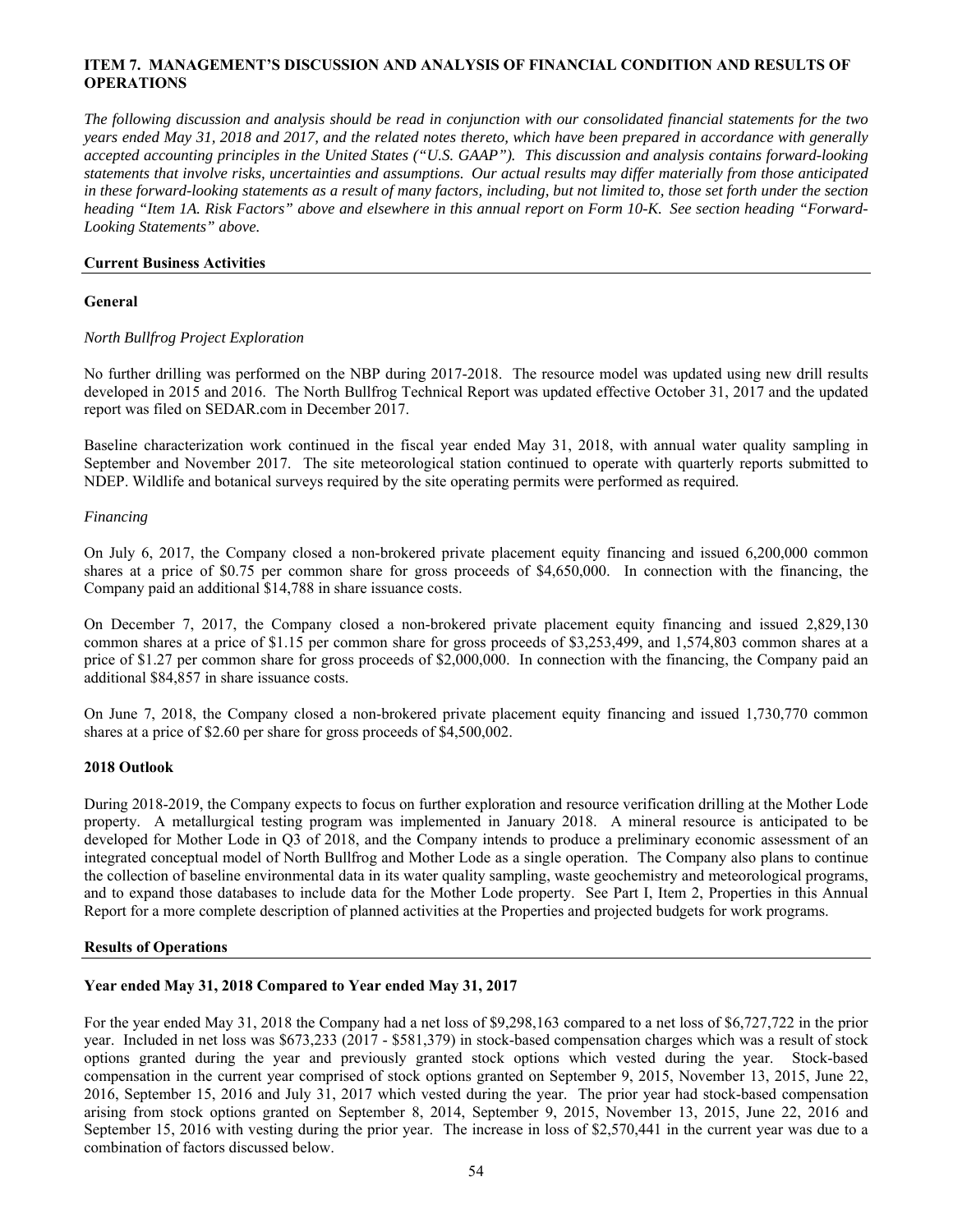## ITEM 7. MANAGEMENT'S DISCUSSION AND ANALYSIS OF FINANCIAL CONDITION AND RESULTS OF OPERATIONS

*The following discussion and analysis should be read in conjunction with our consolidated financial statements for the two years ended May 31, 2018 and 2017, and the related notes thereto, which have been prepared in accordance with generally accepted accounting principles in the United States ("U.S. GAAP"). This discussion and analysis contains forward-looking statements that involve risks, uncertainties and assumptions. Our actual results may differ materially from those anticipated in these forward-looking statements as a result of many factors, including, but not limited to, those set forth under the section heading "Item 1A. Risk Factors" above and elsewhere in this annual report on Form 10-K. See section heading "Forward-Looking Statements" above.*

### Current Business Activities

#### General

*North Bullfrog Project Exploration*

No further drilling was performed on the NBP during 2017-2018. The resource model was updated using new drill results developed in 2015 and 2016. The North Bullfrog Technical Report was updated effective October 31, 2017 and the updated report was filed on SEDAR.com in December 2017.

Baseline characterization work continued in the fiscal year ended May 31, 2018, with annual water quality sampling in September and November 2017. The site meteorological station continued to operate with quarterly reports submitted to NDEP. Wildlife and botanical surveys required by the site operating permits were performed as required.

*Financing*

On July 6, 2017, the Company closed a non-brokered private placement equity financing and issued 6,200,000 common shares at a price of $0.75 per common share for gross proceeds of $4,650,000. In connection with the financing, the Company paid an additional $14,788 in share issuance costs.

On December 7, 2017, the Company closed a non-brokered private placement equity financing and issued 2,829,130 common shares at a price of $1.15 per common share for gross proceeds of $3,253,499, and 1,574,803 common shares at a price of $1.27 per common share for gross proceeds of $2,000,000. In connection with the financing, the Company paid an additional $84,857 in share issuance costs.

On June 7, 2018, the Company closed a non-brokered private placement equity financing and issued 1,730,770 common shares at a price of $2.60 per share for gross proceeds of $4,500,002.

#### 2018 Outlook

During 2018-2019, the Company expects to focus on further exploration and resource verification drilling at the Mother Lode property. A metallurgical testing program was implemented in January 2018. A mineral resource is anticipated to be developed for Mother Lode in Q3 of 2018, and the Company intends to produce a preliminary economic assessment of an integrated conceptual model of North Bullfrog and Mother Lode as a single operation. The Company also plans to continue the collection of baseline environmental data in its water quality sampling, waste geochemistry and meteorological programs, and to expand those databases to include data for the Mother Lode property. See Part I, Item 2, Properties in this Annual Report for a more complete description of planned activities at the Properties and projected budgets for work programs.

### Results of Operations

#### Year ended May 31, 2018 Compared to Year ended May 31, 2017

For the year ended May 31, 2018 the Company had a net loss of $9,298,163 compared to a net loss of $6,727,722 in the prior year. Included in net loss was $673,233 (2017 - $581,379) in stock-based compensation charges which was a result of stock options granted during the year and previously granted stock options which vested during the year. Stock-based compensation in the current year comprised of stock options granted on September 9, 2015, November 13, 2015, June 22, 2016, September 15, 2016 and July 31, 2017 which vested during the year. The prior year had stock-based compensation arising from stock options granted on September 8, 2014, September 9, 2015, November 13, 2015, June 22, 2016 and September 15, 2016 with vesting during the prior year. The increase in loss of $2,570,441 in the current year was due to a combination of factors discussed below.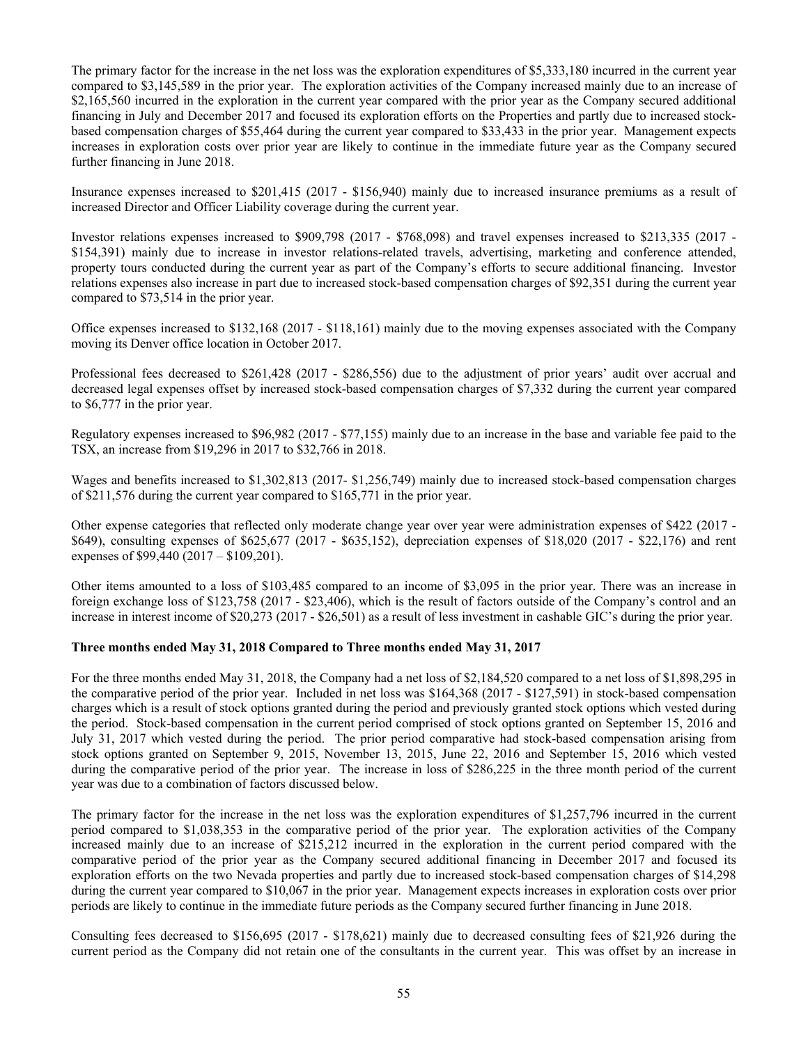The primary factor for the increase in the net loss was the exploration expenditures of $5,333,180 incurred in the current year compared to $3,145,589 in the prior year. The exploration activities of the Company increased mainly due to an increase of $2,165,560 incurred in the exploration in the current year compared with the prior year as the Company secured additional financing in July and December 2017 and focused its exploration efforts on the Properties and partly due to increased stock-based compensation charges of $55,464 during the current year compared to $33,433 in the prior year. Management expects increases in exploration costs over prior year are likely to continue in the immediate future year as the Company secured further financing in June 2018.

Insurance expenses increased to $201,415 (2017 - $156,940) mainly due to increased insurance premiums as a result of increased Director and Officer Liability coverage during the current year.

Investor relations expenses increased to $909,798 (2017 - $768,098) and travel expenses increased to $213,335 (2017 - $154,391) mainly due to increase in investor relations-related travels, advertising, marketing and conference attended, property tours conducted during the current year as part of the Company's efforts to secure additional financing. Investor relations expenses also increase in part due to increased stock-based compensation charges of $92,351 during the current year compared to $73,514 in the prior year.

Office expenses increased to $132,168 (2017 - $118,161) mainly due to the moving expenses associated with the Company moving its Denver office location in October 2017.

Professional fees decreased to $261,428 (2017 - $286,556) due to the adjustment of prior years' audit over accrual and decreased legal expenses offset by increased stock-based compensation charges of $7,332 during the current year compared to $6,777 in the prior year.

Regulatory expenses increased to $96,982 (2017 - $77,155) mainly due to an increase in the base and variable fee paid to the TSX, an increase from $19,296 in 2017 to $32,766 in 2018.

Wages and benefits increased to $1,302,813 (2017- $1,256,749) mainly due to increased stock-based compensation charges of $211,576 during the current year compared to $165,771 in the prior year.

Other expense categories that reflected only moderate change year over year were administration expenses of $422 (2017 - $649), consulting expenses of $625,677 (2017 - $635,152), depreciation expenses of $18,020 (2017 - $22,176) and rent expenses of $99,440 (2017 – $109,201).

Other items amounted to a loss of $103,485 compared to an income of $3,095 in the prior year. There was an increase in foreign exchange loss of $123,758 (2017 - $23,406), which is the result of factors outside of the Company's control and an increase in interest income of $20,273 (2017 - $26,501) as a result of less investment in cashable GIC's during the prior year.

**Three months ended May 31, 2018 Compared to Three months ended May 31, 2017**

For the three months ended May 31, 2018, the Company had a net loss of $2,184,520 compared to a net loss of $1,898,295 in the comparative period of the prior year. Included in net loss was $164,368 (2017 - $127,591) in stock-based compensation charges which is a result of stock options granted during the period and previously granted stock options which vested during the period. Stock-based compensation in the current period comprised of stock options granted on September 15, 2016 and July 31, 2017 which vested during the period. The prior period comparative had stock-based compensation arising from stock options granted on September 9, 2015, November 13, 2015, June 22, 2016 and September 15, 2016 which vested during the comparative period of the prior year. The increase in loss of $286,225 in the three month period of the current year was due to a combination of factors discussed below.

The primary factor for the increase in the net loss was the exploration expenditures of $1,257,796 incurred in the current period compared to $1,038,353 in the comparative period of the prior year. The exploration activities of the Company increased mainly due to an increase of $215,212 incurred in the exploration in the current period compared with the comparative period of the prior year as the Company secured additional financing in December 2017 and focused its exploration efforts on the two Nevada properties and partly due to increased stock-based compensation charges of $14,298 during the current year compared to $10,067 in the prior year. Management expects increases in exploration costs over prior periods are likely to continue in the immediate future periods as the Company secured further financing in June 2018.

Consulting fees decreased to $156,695 (2017 - $178,621) mainly due to decreased consulting fees of $21,926 during the current period as the Company did not retain one of the consultants in the current year. This was offset by an increase in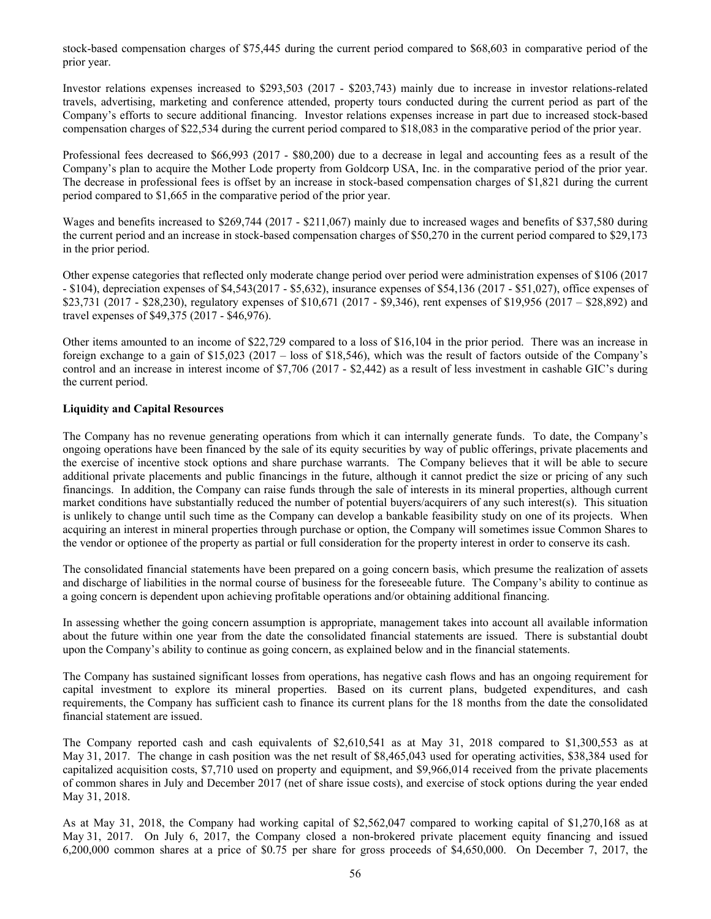stock-based compensation charges of $75,445 during the current period compared to $68,603 in comparative period of the prior year.

Investor relations expenses increased to $293,503 (2017 - $203,743) mainly due to increase in investor relations-related travels, advertising, marketing and conference attended, property tours conducted during the current period as part of the Company's efforts to secure additional financing. Investor relations expenses increase in part due to increased stock-based compensation charges of $22,534 during the current period compared to $18,083 in the comparative period of the prior year.

Professional fees decreased to $66,993 (2017 - $80,200) due to a decrease in legal and accounting fees as a result of the Company's plan to acquire the Mother Lode property from Goldcorp USA, Inc. in the comparative period of the prior year. The decrease in professional fees is offset by an increase in stock-based compensation charges of $1,821 during the current period compared to $1,665 in the comparative period of the prior year.

Wages and benefits increased to $269,744 (2017 - $211,067) mainly due to increased wages and benefits of $37,580 during the current period and an increase in stock-based compensation charges of $50,270 in the current period compared to $29,173 in the prior period.

Other expense categories that reflected only moderate change period over period were administration expenses of $106 (2017 - $104), depreciation expenses of $4,543(2017 - $5,632), insurance expenses of $54,136 (2017 - $51,027), office expenses of $23,731 (2017 - $28,230), regulatory expenses of $10,671 (2017 - $9,346), rent expenses of $19,956 (2017 – $28,892) and travel expenses of $49,375 (2017 - $46,976).

Other items amounted to an income of $22,729 compared to a loss of $16,104 in the prior period. There was an increase in foreign exchange to a gain of $15,023 (2017 – loss of $18,546), which was the result of factors outside of the Company's control and an increase in interest income of $7,706 (2017 - $2,442) as a result of less investment in cashable GIC's during the current period.

**Liquidity and Capital Resources**

The Company has no revenue generating operations from which it can internally generate funds. To date, the Company's ongoing operations have been financed by the sale of its equity securities by way of public offerings, private placements and the exercise of incentive stock options and share purchase warrants. The Company believes that it will be able to secure additional private placements and public financings in the future, although it cannot predict the size or pricing of any such financings. In addition, the Company can raise funds through the sale of interests in its mineral properties, although current market conditions have substantially reduced the number of potential buyers/acquirers of any such interest(s). This situation is unlikely to change until such time as the Company can develop a bankable feasibility study on one of its projects. When acquiring an interest in mineral properties through purchase or option, the Company will sometimes issue Common Shares to the vendor or optionee of the property as partial or full consideration for the property interest in order to conserve its cash.

The consolidated financial statements have been prepared on a going concern basis, which presume the realization of assets and discharge of liabilities in the normal course of business for the foreseeable future. The Company's ability to continue as a going concern is dependent upon achieving profitable operations and/or obtaining additional financing.

In assessing whether the going concern assumption is appropriate, management takes into account all available information about the future within one year from the date the consolidated financial statements are issued. There is substantial doubt upon the Company's ability to continue as going concern, as explained below and in the financial statements.

The Company has sustained significant losses from operations, has negative cash flows and has an ongoing requirement for capital investment to explore its mineral properties. Based on its current plans, budgeted expenditures, and cash requirements, the Company has sufficient cash to finance its current plans for the 18 months from the date the consolidated financial statement are issued.

The Company reported cash and cash equivalents of $2,610,541 as at May 31, 2018 compared to $1,300,553 as at May 31, 2017. The change in cash position was the net result of $8,465,043 used for operating activities, $38,384 used for capitalized acquisition costs, $7,710 used on property and equipment, and $9,966,014 received from the private placements of common shares in July and December 2017 (net of share issue costs), and exercise of stock options during the year ended May 31, 2018.

As at May 31, 2018, the Company had working capital of $2,562,047 compared to working capital of $1,270,168 as at May 31, 2017. On July 6, 2017, the Company closed a non-brokered private placement equity financing and issued 6,200,000 common shares at a price of $0.75 per share for gross proceeds of $4,650,000. On December 7, 2017, the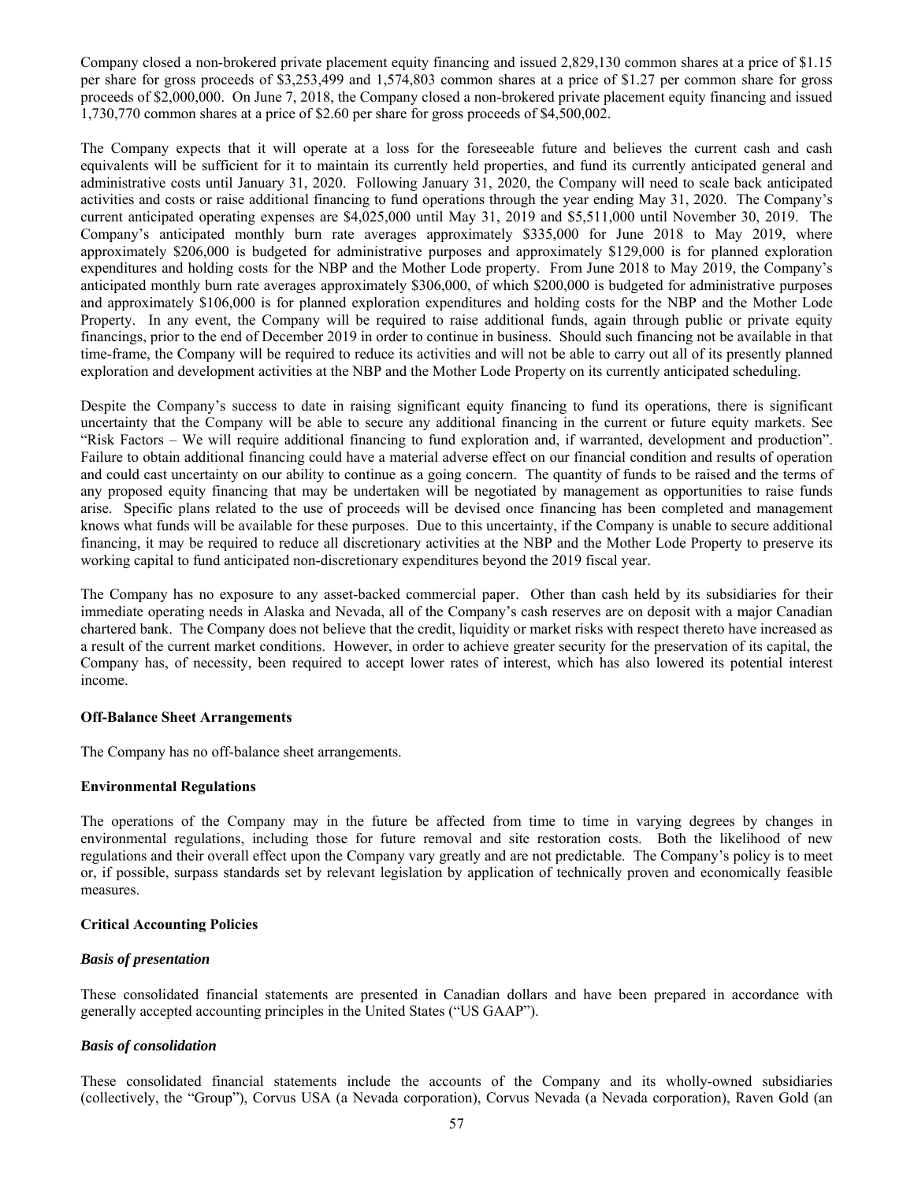Company closed a non-brokered private placement equity financing and issued 2,829,130 common shares at a price of $1.15 per share for gross proceeds of $3,253,499 and 1,574,803 common shares at a price of $1.27 per common share for gross proceeds of $2,000,000. On June 7, 2018, the Company closed a non-brokered private placement equity financing and issued 1,730,770 common shares at a price of $2.60 per share for gross proceeds of $4,500,002.

The Company expects that it will operate at a loss for the foreseeable future and believes the current cash and cash equivalents will be sufficient for it to maintain its currently held properties, and fund its currently anticipated general and administrative costs until January 31, 2020. Following January 31, 2020, the Company will need to scale back anticipated activities and costs or raise additional financing to fund operations through the year ending May 31, 2020. The Company's current anticipated operating expenses are $4,025,000 until May 31, 2019 and $5,511,000 until November 30, 2019. The Company's anticipated monthly burn rate averages approximately $335,000 for June 2018 to May 2019, where approximately $206,000 is budgeted for administrative purposes and approximately $129,000 is for planned exploration expenditures and holding costs for the NBP and the Mother Lode property. From June 2018 to May 2019, the Company's anticipated monthly burn rate averages approximately $306,000, of which $200,000 is budgeted for administrative purposes and approximately $106,000 is for planned exploration expenditures and holding costs for the NBP and the Mother Lode Property. In any event, the Company will be required to raise additional funds, again through public or private equity financings, prior to the end of December 2019 in order to continue in business. Should such financing not be available in that time-frame, the Company will be required to reduce its activities and will not be able to carry out all of its presently planned exploration and development activities at the NBP and the Mother Lode Property on its currently anticipated scheduling.

Despite the Company's success to date in raising significant equity financing to fund its operations, there is significant uncertainty that the Company will be able to secure any additional financing in the current or future equity markets. See "Risk Factors – We will require additional financing to fund exploration and, if warranted, development and production". Failure to obtain additional financing could have a material adverse effect on our financial condition and results of operation and could cast uncertainty on our ability to continue as a going concern. The quantity of funds to be raised and the terms of any proposed equity financing that may be undertaken will be negotiated by management as opportunities to raise funds arise. Specific plans related to the use of proceeds will be devised once financing has been completed and management knows what funds will be available for these purposes. Due to this uncertainty, if the Company is unable to secure additional financing, it may be required to reduce all discretionary activities at the NBP and the Mother Lode Property to preserve its working capital to fund anticipated non-discretionary expenditures beyond the 2019 fiscal year.

The Company has no exposure to any asset-backed commercial paper. Other than cash held by its subsidiaries for their immediate operating needs in Alaska and Nevada, all of the Company's cash reserves are on deposit with a major Canadian chartered bank. The Company does not believe that the credit, liquidity or market risks with respect thereto have increased as a result of the current market conditions. However, in order to achieve greater security for the preservation of its capital, the Company has, of necessity, been required to accept lower rates of interest, which has also lowered its potential interest income.

**Off-Balance Sheet Arrangements**

The Company has no off-balance sheet arrangements.

**Environmental Regulations**

The operations of the Company may in the future be affected from time to time in varying degrees by changes in environmental regulations, including those for future removal and site restoration costs. Both the likelihood of new regulations and their overall effect upon the Company vary greatly and are not predictable. The Company's policy is to meet or, if possible, surpass standards set by relevant legislation by application of technically proven and economically feasible measures.

**Critical Accounting Policies**

***Basis of presentation***

These consolidated financial statements are presented in Canadian dollars and have been prepared in accordance with generally accepted accounting principles in the United States ("US GAAP").

***Basis of consolidation***

These consolidated financial statements include the accounts of the Company and its wholly-owned subsidiaries (collectively, the "Group"), Corvus USA (a Nevada corporation), Corvus Nevada (a Nevada corporation), Raven Gold (an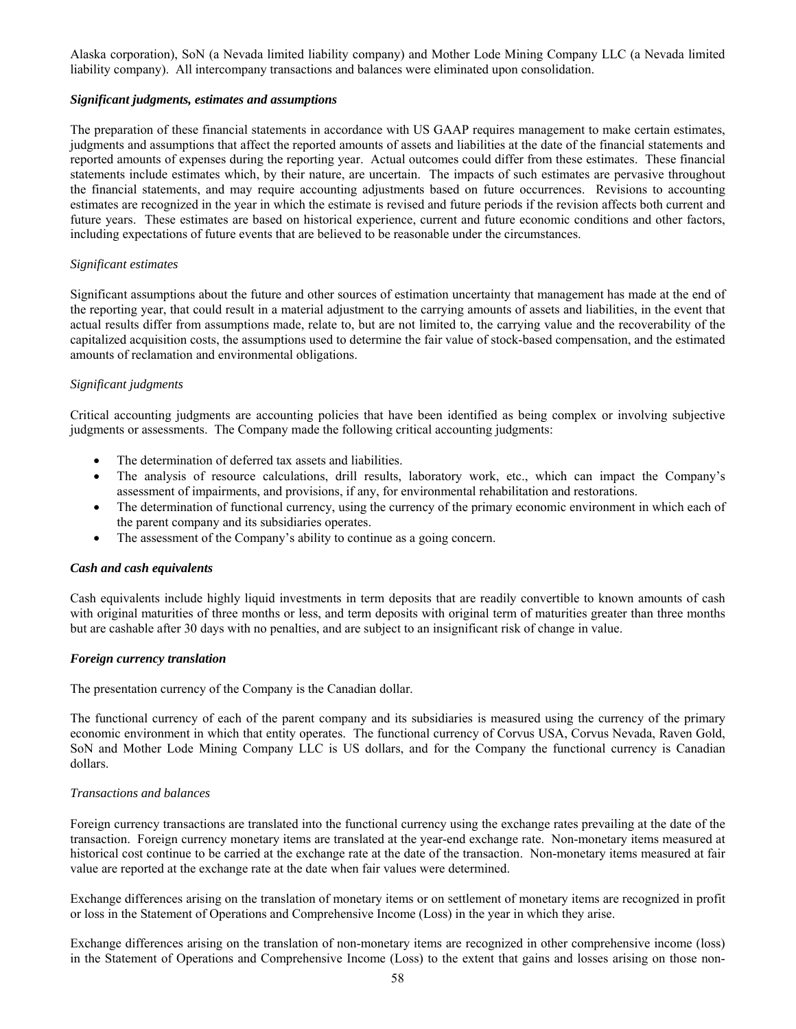Alaska corporation), SoN (a Nevada limited liability company) and Mother Lode Mining Company LLC (a Nevada limited liability company). All intercompany transactions and balances were eliminated upon consolidation.

***Significant judgments, estimates and assumptions***

The preparation of these financial statements in accordance with US GAAP requires management to make certain estimates, judgments and assumptions that affect the reported amounts of assets and liabilities at the date of the financial statements and reported amounts of expenses during the reporting year. Actual outcomes could differ from these estimates. These financial statements include estimates which, by their nature, are uncertain. The impacts of such estimates are pervasive throughout the financial statements, and may require accounting adjustments based on future occurrences. Revisions to accounting estimates are recognized in the year in which the estimate is revised and future periods if the revision affects both current and future years. These estimates are based on historical experience, current and future economic conditions and other factors, including expectations of future events that are believed to be reasonable under the circumstances.

*Significant estimates*

Significant assumptions about the future and other sources of estimation uncertainty that management has made at the end of the reporting year, that could result in a material adjustment to the carrying amounts of assets and liabilities, in the event that actual results differ from assumptions made, relate to, but are not limited to, the carrying value and the recoverability of the capitalized acquisition costs, the assumptions used to determine the fair value of stock-based compensation, and the estimated amounts of reclamation and environmental obligations.

*Significant judgments*

Critical accounting judgments are accounting policies that have been identified as being complex or involving subjective judgments or assessments. The Company made the following critical accounting judgments:

- The determination of deferred tax assets and liabilities.
- The analysis of resource calculations, drill results, laboratory work, etc., which can impact the Company's assessment of impairments, and provisions, if any, for environmental rehabilitation and restorations.
- The determination of functional currency, using the currency of the primary economic environment in which each of the parent company and its subsidiaries operates.
- The assessment of the Company's ability to continue as a going concern.

***Cash and cash equivalents***

Cash equivalents include highly liquid investments in term deposits that are readily convertible to known amounts of cash with original maturities of three months or less, and term deposits with original term of maturities greater than three months but are cashable after 30 days with no penalties, and are subject to an insignificant risk of change in value.

***Foreign currency translation***

The presentation currency of the Company is the Canadian dollar.

The functional currency of each of the parent company and its subsidiaries is measured using the currency of the primary economic environment in which that entity operates. The functional currency of Corvus USA, Corvus Nevada, Raven Gold, SoN and Mother Lode Mining Company LLC is US dollars, and for the Company the functional currency is Canadian dollars.

*Transactions and balances*

Foreign currency transactions are translated into the functional currency using the exchange rates prevailing at the date of the transaction. Foreign currency monetary items are translated at the year-end exchange rate. Non-monetary items measured at historical cost continue to be carried at the exchange rate at the date of the transaction. Non-monetary items measured at fair value are reported at the exchange rate at the date when fair values were determined.

Exchange differences arising on the translation of monetary items or on settlement of monetary items are recognized in profit or loss in the Statement of Operations and Comprehensive Income (Loss) in the year in which they arise.

Exchange differences arising on the translation of non-monetary items are recognized in other comprehensive income (loss) in the Statement of Operations and Comprehensive Income (Loss) to the extent that gains and losses arising on those non-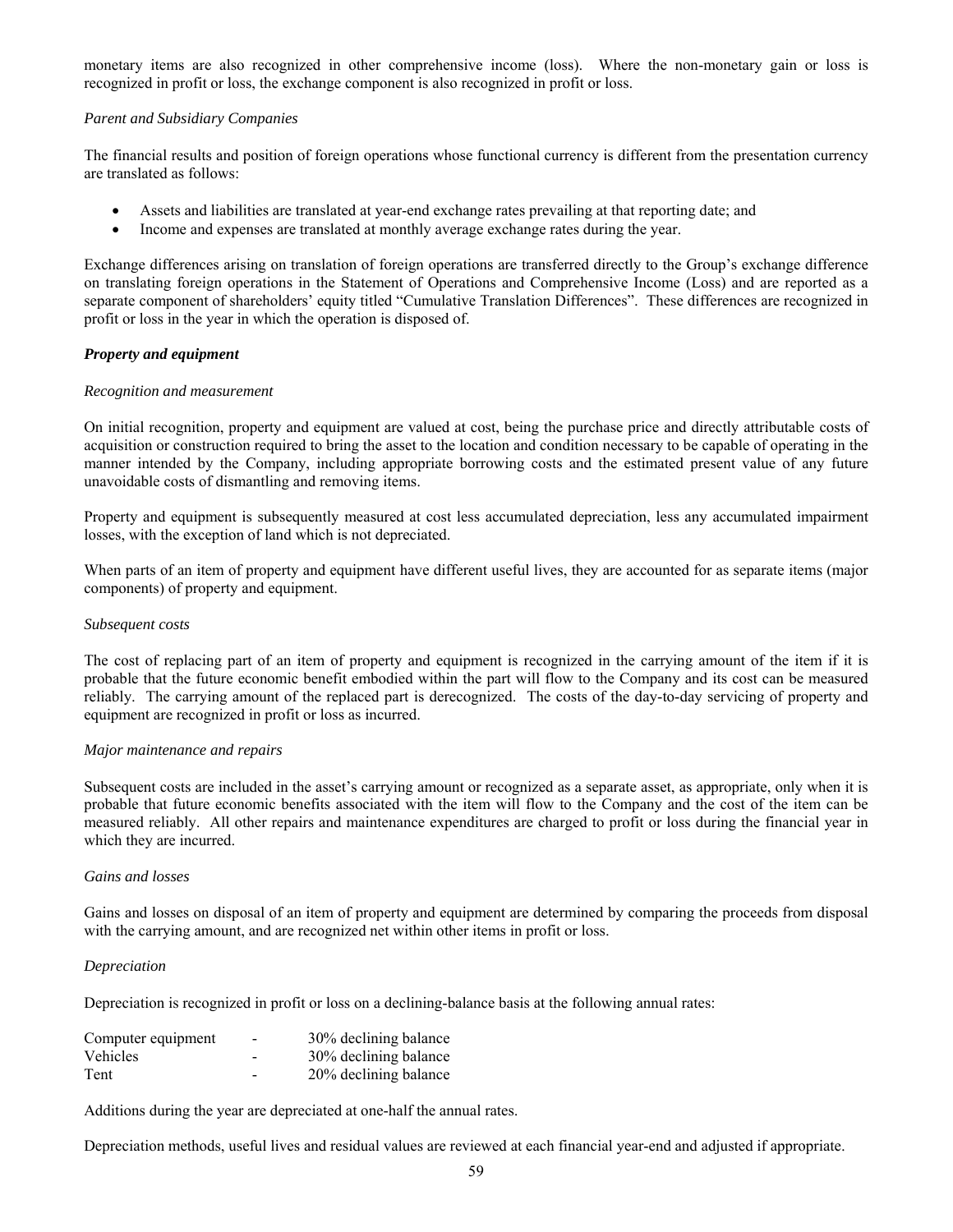monetary items are also recognized in other comprehensive income (loss). Where the non-monetary gain or loss is recognized in profit or loss, the exchange component is also recognized in profit or loss.

*Parent and Subsidiary Companies*

The financial results and position of foreign operations whose functional currency is different from the presentation currency are translated as follows:

- Assets and liabilities are translated at year-end exchange rates prevailing at that reporting date; and
- Income and expenses are translated at monthly average exchange rates during the year.

Exchange differences arising on translation of foreign operations are transferred directly to the Group's exchange difference on translating foreign operations in the Statement of Operations and Comprehensive Income (Loss) and are reported as a separate component of shareholders' equity titled "Cumulative Translation Differences". These differences are recognized in profit or loss in the year in which the operation is disposed of.

***Property and equipment***

*Recognition and measurement*

On initial recognition, property and equipment are valued at cost, being the purchase price and directly attributable costs of acquisition or construction required to bring the asset to the location and condition necessary to be capable of operating in the manner intended by the Company, including appropriate borrowing costs and the estimated present value of any future unavoidable costs of dismantling and removing items.

Property and equipment is subsequently measured at cost less accumulated depreciation, less any accumulated impairment losses, with the exception of land which is not depreciated.

When parts of an item of property and equipment have different useful lives, they are accounted for as separate items (major components) of property and equipment.

*Subsequent costs*

The cost of replacing part of an item of property and equipment is recognized in the carrying amount of the item if it is probable that the future economic benefit embodied within the part will flow to the Company and its cost can be measured reliably. The carrying amount of the replaced part is derecognized. The costs of the day-to-day servicing of property and equipment are recognized in profit or loss as incurred.

*Major maintenance and repairs*

Subsequent costs are included in the asset's carrying amount or recognized as a separate asset, as appropriate, only when it is probable that future economic benefits associated with the item will flow to the Company and the cost of the item can be measured reliably. All other repairs and maintenance expenditures are charged to profit or loss during the financial year in which they are incurred.

*Gains and losses*

Gains and losses on disposal of an item of property and equipment are determined by comparing the proceeds from disposal with the carrying amount, and are recognized net within other items in profit or loss.

*Depreciation*

Depreciation is recognized in profit or loss on a declining-balance basis at the following annual rates:

| | | |
|---|---|---|
| Computer equipment | - | 30% declining balance |
| Vehicles | - | 30% declining balance |
| Tent | - | 20% declining balance |

Additions during the year are depreciated at one-half the annual rates.

Depreciation methods, useful lives and residual values are reviewed at each financial year-end and adjusted if appropriate.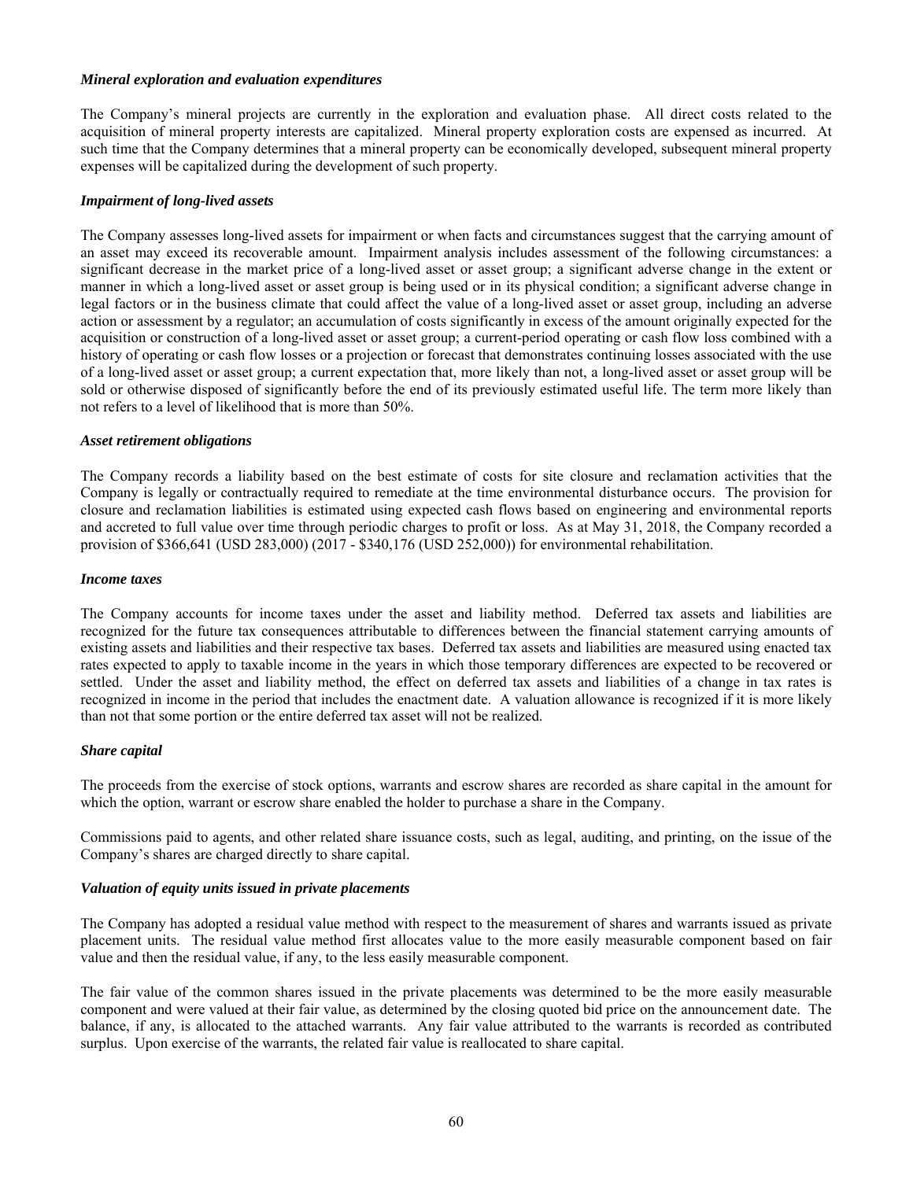***Mineral exploration and evaluation expenditures***

The Company's mineral projects are currently in the exploration and evaluation phase. All direct costs related to the acquisition of mineral property interests are capitalized. Mineral property exploration costs are expensed as incurred. At such time that the Company determines that a mineral property can be economically developed, subsequent mineral property expenses will be capitalized during the development of such property.

***Impairment of long-lived assets***

The Company assesses long-lived assets for impairment or when facts and circumstances suggest that the carrying amount of an asset may exceed its recoverable amount. Impairment analysis includes assessment of the following circumstances: a significant decrease in the market price of a long-lived asset or asset group; a significant adverse change in the extent or manner in which a long-lived asset or asset group is being used or in its physical condition; a significant adverse change in legal factors or in the business climate that could affect the value of a long-lived asset or asset group, including an adverse action or assessment by a regulator; an accumulation of costs significantly in excess of the amount originally expected for the acquisition or construction of a long-lived asset or asset group; a current-period operating or cash flow loss combined with a history of operating or cash flow losses or a projection or forecast that demonstrates continuing losses associated with the use of a long-lived asset or asset group; a current expectation that, more likely than not, a long-lived asset or asset group will be sold or otherwise disposed of significantly before the end of its previously estimated useful life. The term more likely than not refers to a level of likelihood that is more than 50%.

***Asset retirement obligations***

The Company records a liability based on the best estimate of costs for site closure and reclamation activities that the Company is legally or contractually required to remediate at the time environmental disturbance occurs. The provision for closure and reclamation liabilities is estimated using expected cash flows based on engineering and environmental reports and accreted to full value over time through periodic charges to profit or loss. As at May 31, 2018, the Company recorded a provision of $366,641 (USD 283,000) (2017 - $340,176 (USD 252,000)) for environmental rehabilitation.

***Income taxes***

The Company accounts for income taxes under the asset and liability method. Deferred tax assets and liabilities are recognized for the future tax consequences attributable to differences between the financial statement carrying amounts of existing assets and liabilities and their respective tax bases. Deferred tax assets and liabilities are measured using enacted tax rates expected to apply to taxable income in the years in which those temporary differences are expected to be recovered or settled. Under the asset and liability method, the effect on deferred tax assets and liabilities of a change in tax rates is recognized in income in the period that includes the enactment date. A valuation allowance is recognized if it is more likely than not that some portion or the entire deferred tax asset will not be realized.

***Share capital***

The proceeds from the exercise of stock options, warrants and escrow shares are recorded as share capital in the amount for which the option, warrant or escrow share enabled the holder to purchase a share in the Company.

Commissions paid to agents, and other related share issuance costs, such as legal, auditing, and printing, on the issue of the Company's shares are charged directly to share capital.

***Valuation of equity units issued in private placements***

The Company has adopted a residual value method with respect to the measurement of shares and warrants issued as private placement units. The residual value method first allocates value to the more easily measurable component based on fair value and then the residual value, if any, to the less easily measurable component.

The fair value of the common shares issued in the private placements was determined to be the more easily measurable component and were valued at their fair value, as determined by the closing quoted bid price on the announcement date. The balance, if any, is allocated to the attached warrants. Any fair value attributed to the warrants is recorded as contributed surplus. Upon exercise of the warrants, the related fair value is reallocated to share capital.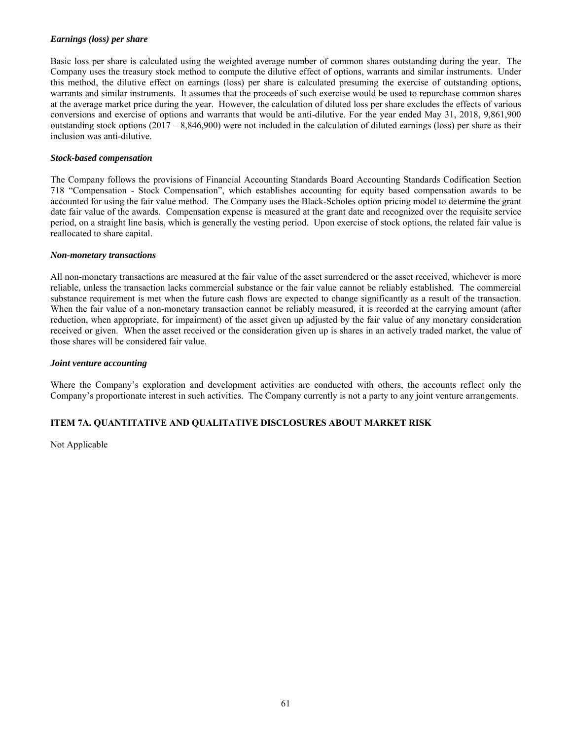***Earnings (loss) per share***

Basic loss per share is calculated using the weighted average number of common shares outstanding during the year. The Company uses the treasury stock method to compute the dilutive effect of options, warrants and similar instruments. Under this method, the dilutive effect on earnings (loss) per share is calculated presuming the exercise of outstanding options, warrants and similar instruments. It assumes that the proceeds of such exercise would be used to repurchase common shares at the average market price during the year. However, the calculation of diluted loss per share excludes the effects of various conversions and exercise of options and warrants that would be anti-dilutive. For the year ended May 31, 2018, 9,861,900 outstanding stock options (2017 – 8,846,900) were not included in the calculation of diluted earnings (loss) per share as their inclusion was anti-dilutive.

***Stock-based compensation***

The Company follows the provisions of Financial Accounting Standards Board Accounting Standards Codification Section 718 "Compensation - Stock Compensation", which establishes accounting for equity based compensation awards to be accounted for using the fair value method. The Company uses the Black-Scholes option pricing model to determine the grant date fair value of the awards. Compensation expense is measured at the grant date and recognized over the requisite service period, on a straight line basis, which is generally the vesting period. Upon exercise of stock options, the related fair value is reallocated to share capital.

***Non-monetary transactions***

All non-monetary transactions are measured at the fair value of the asset surrendered or the asset received, whichever is more reliable, unless the transaction lacks commercial substance or the fair value cannot be reliably established. The commercial substance requirement is met when the future cash flows are expected to change significantly as a result of the transaction. When the fair value of a non-monetary transaction cannot be reliably measured, it is recorded at the carrying amount (after reduction, when appropriate, for impairment) of the asset given up adjusted by the fair value of any monetary consideration received or given. When the asset received or the consideration given up is shares in an actively traded market, the value of those shares will be considered fair value.

***Joint venture accounting***

Where the Company's exploration and development activities are conducted with others, the accounts reflect only the Company's proportionate interest in such activities. The Company currently is not a party to any joint venture arrangements.

## ITEM 7A. QUANTITATIVE AND QUALITATIVE DISCLOSURES ABOUT MARKET RISK

Not Applicable